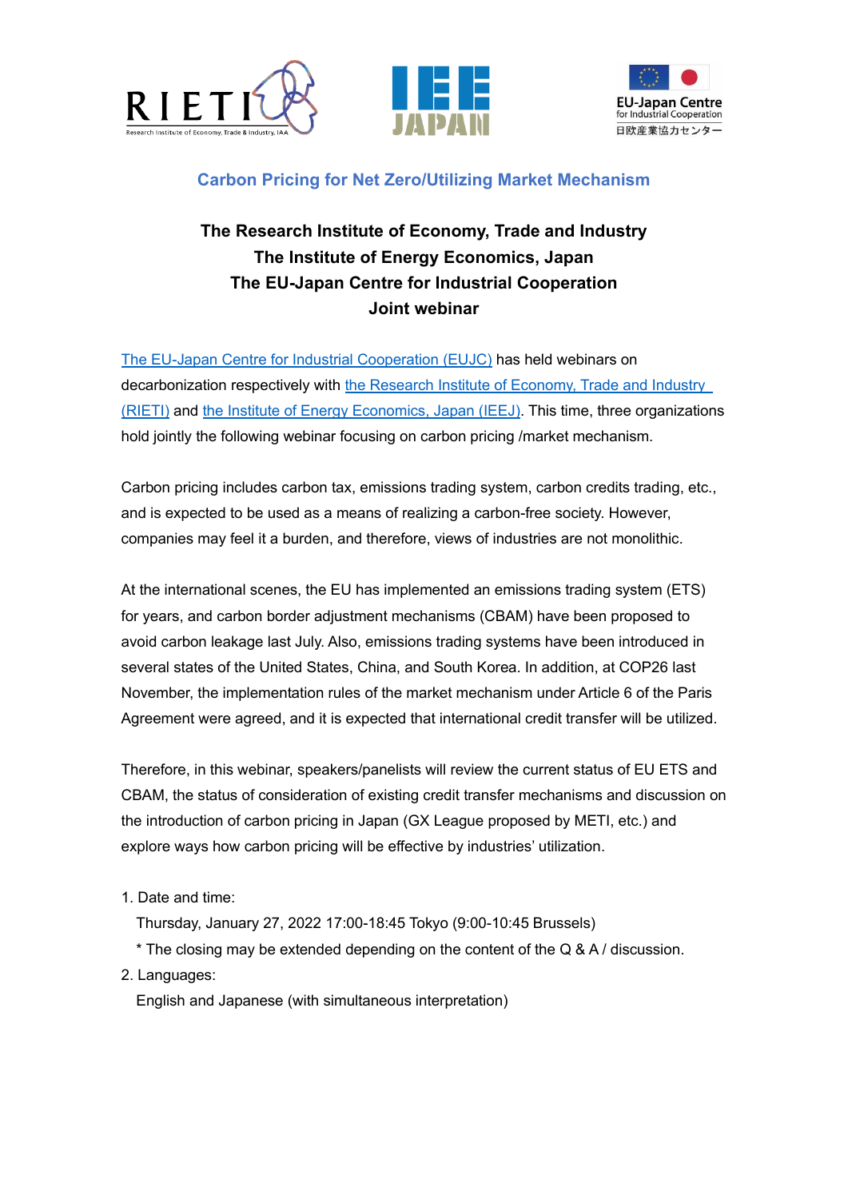## Carbon Pricing for Net Zero/Utilizing Market Mechanism

**The Research Institute of Economy, Trade and Industry**
**The Institute of Energy Economics, Japan**
**The EU-Japan Centre for Industrial Cooperation**
**Joint webinar**

The EU-Japan Centre for Industrial Cooperation (EUJC) has held webinars on decarbonization respectively with the Research Institute of Economy, Trade and Industry (RIETI) and the Institute of Energy Economics, Japan (IEEJ). This time, three organizations hold jointly the following webinar focusing on carbon pricing /market mechanism.

Carbon pricing includes carbon tax, emissions trading system, carbon credits trading, etc., and is expected to be used as a means of realizing a carbon-free society. However, companies may feel it a burden, and therefore, views of industries are not monolithic.

At the international scenes, the EU has implemented an emissions trading system (ETS) for years, and carbon border adjustment mechanisms (CBAM) have been proposed to avoid carbon leakage last July. Also, emissions trading systems have been introduced in several states of the United States, China, and South Korea. In addition, at COP26 last November, the implementation rules of the market mechanism under Article 6 of the Paris Agreement were agreed, and it is expected that international credit transfer will be utilized.

Therefore, in this webinar, speakers/panelists will review the current status of EU ETS and CBAM, the status of consideration of existing credit transfer mechanisms and discussion on the introduction of carbon pricing in Japan (GX League proposed by METI, etc.) and explore ways how carbon pricing will be effective by industries' utilization.

1. Date and time:
   Thursday, January 27, 2022 17:00-18:45 Tokyo (9:00-10:45 Brussels)
   * The closing may be extended depending on the content of the Q & A / discussion.
2. Languages:
   English and Japanese (with simultaneous interpretation)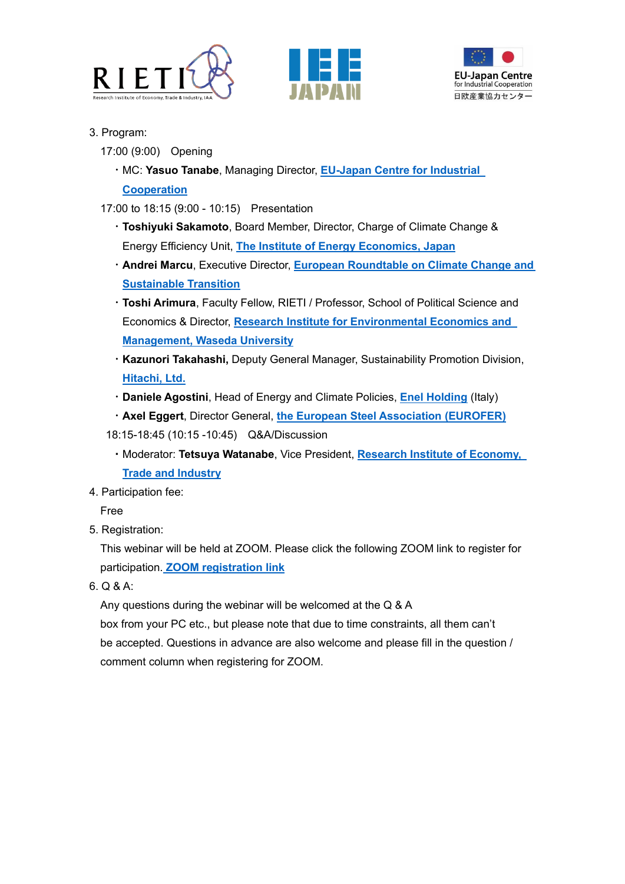3. Program:

17:00 (9:00) Opening

- MC: **Yasuo Tanabe**, Managing Director, **EU-Japan Centre for Industrial Cooperation**

17:00 to 18:15 (9:00 - 10:15) Presentation

- **Toshiyuki Sakamoto**, Board Member, Director, Charge of Climate Change & Energy Efficiency Unit, **The Institute of Energy Economics, Japan**
- **Andrei Marcu**, Executive Director, **European Roundtable on Climate Change and Sustainable Transition**
- **Toshi Arimura**, Faculty Fellow, RIETI / Professor, School of Political Science and Economics & Director, **Research Institute for Environmental Economics and Management, Waseda University**
- **Kazunori Takahashi,** Deputy General Manager, Sustainability Promotion Division, **Hitachi, Ltd.**
- **Daniele Agostini**, Head of Energy and Climate Policies, **Enel Holding** (Italy)
- **Axel Eggert**, Director General, **the European Steel Association (EUROFER)**

18:15-18:45 (10:15 -10:45) Q&A/Discussion

- Moderator: **Tetsuya Watanabe**, Vice President, **Research Institute of Economy, Trade and Industry**

4. Participation fee:

Free

5. Registration:

This webinar will be held at ZOOM. Please click the following ZOOM link to register for participation. **ZOOM registration link**

6. Q & A:

Any questions during the webinar will be welcomed at the Q & A box from your PC etc., but please note that due to time constraints, all them can't be accepted. Questions in advance are also welcome and please fill in the question / comment column when registering for ZOOM.